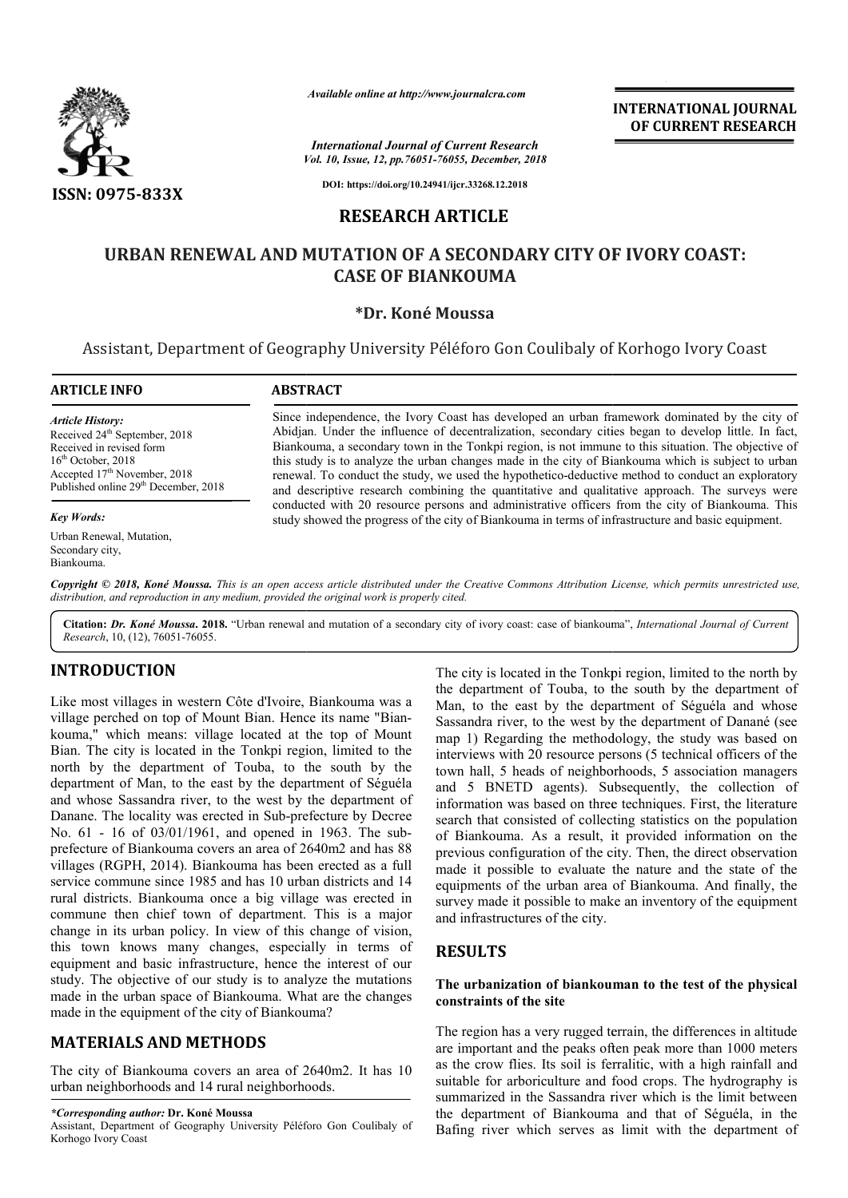ISSN: 0975-833X

*Available online at http://www.journalcra.com*

*International Journal of Current Research*
*Vol. 10, Issue, 12, pp.76051-76055, December, 2018*

**DOI: https://doi.org/10.24941/ijcr.33268.12.2018**

**INTERNATIONAL JOURNAL OF CURRENT RESEARCH**

## RESEARCH ARTICLE

# URBAN RENEWAL AND MUTATION OF A SECONDARY CITY OF IVORY COAST: CASE OF BIANKOUMA

**\*Dr. Koné Moussa**

Assistant, Department of Geography University Péléforo Gon Coulibaly of Korhogo Ivory Coast

**ARTICLE INFO**

*Article History:*
Received 24th September, 2018
Received in revised form
16th October, 2018
Accepted 17th November, 2018
Published online 29th December, 2018

*Key Words:*
Urban Renewal, Mutation, Secondary city, Biankouma.

**ABSTRACT**

Since independence, the Ivory Coast has developed an urban framework dominated by the city of Abidjan. Under the influence of decentralization, secondary cities began to develop little. In fact, Biankouma, a secondary town in the Tonkpi region, is not immune to this situation. The objective of this study is to analyze the urban changes made in the city of Biankouma which is subject to urban renewal. To conduct the study, we used the hypothetico-deductive method to conduct an exploratory and descriptive research combining the quantitative and qualitative approach. The surveys were conducted with 20 resource persons and administrative officers from the city of Biankouma. This study showed the progress of the city of Biankouma in terms of infrastructure and basic equipment.

*Copyright © 2018, Koné Moussa. This is an open access article distributed under the Creative Commons Attribution License, which permits unrestricted use, distribution, and reproduction in any medium, provided the original work is properly cited.*

**Citation:** *Dr. Koné Moussa***. 2018.** "Urban renewal and mutation of a secondary city of ivory coast: case of biankouma", *International Journal of Current Research*, 10, (12), 76051-76055.

## INTRODUCTION

Like most villages in western Côte d'Ivoire, Biankouma was a village perched on top of Mount Bian. Hence its name "Biankouma," which means: village located at the top of Mount Bian. The city is located in the Tonkpi region, limited to the north by the department of Touba, to the south by the department of Man, to the east by the department of Séguéla and whose Sassandra river, to the west by the department of Danane. The locality was erected in Sub-prefecture by Decree No. 61 - 16 of 03/01/1961, and opened in 1963. The sub-prefecture of Biankouma covers an area of 2640m2 and has 88 villages (RGPH, 2014). Biankouma has been erected as a full service commune since 1985 and has 10 urban districts and 14 rural districts. Biankouma once a big village was erected in commune then chief town of department. This is a major change in its urban policy. In view of this change of vision, this town knows many changes, especially in terms of equipment and basic infrastructure, hence the interest of our study. The objective of our study is to analyze the mutations made in the urban space of Biankouma. What are the changes made in the equipment of the city of Biankouma?

## MATERIALS AND METHODS

The city of Biankouma covers an area of 2640m2. It has 10 urban neighborhoods and 14 rural neighborhoods.

The city is located in the Tonkpi region, limited to the north by the department of Touba, to the south by the department of Man, to the east by the department of Séguéla and whose Sassandra river, to the west by the department of Danané (see map 1) Regarding the methodology, the study was based on interviews with 20 resource persons (5 technical officers of the town hall, 5 heads of neighborhoods, 5 association managers and 5 BNETD agents). Subsequently, the collection of information was based on three techniques. First, the literature search that consisted of collecting statistics on the population of Biankouma. As a result, it provided information on the previous configuration of the city. Then, the direct observation made it possible to evaluate the nature and the state of the equipments of the urban area of Biankouma. And finally, the survey made it possible to make an inventory of the equipment and infrastructures of the city.

## RESULTS

### The urbanization of biankouman to the test of the physical constraints of the site

The region has a very rugged terrain, the differences in altitude are important and the peaks often peak more than 1000 meters as the crow flies. Its soil is ferralitic, with a high rainfall and suitable for arboriculture and food crops. The hydrography is summarized in the Sassandra river which is the limit between the department of Biankouma and that of Séguéla, in the Bafing river which serves as limit with the department of

*\*Corresponding author:* **Dr. Koné Moussa**
Assistant, Department of Geography University Péléforo Gon Coulibaly of Korhogo Ivory Coast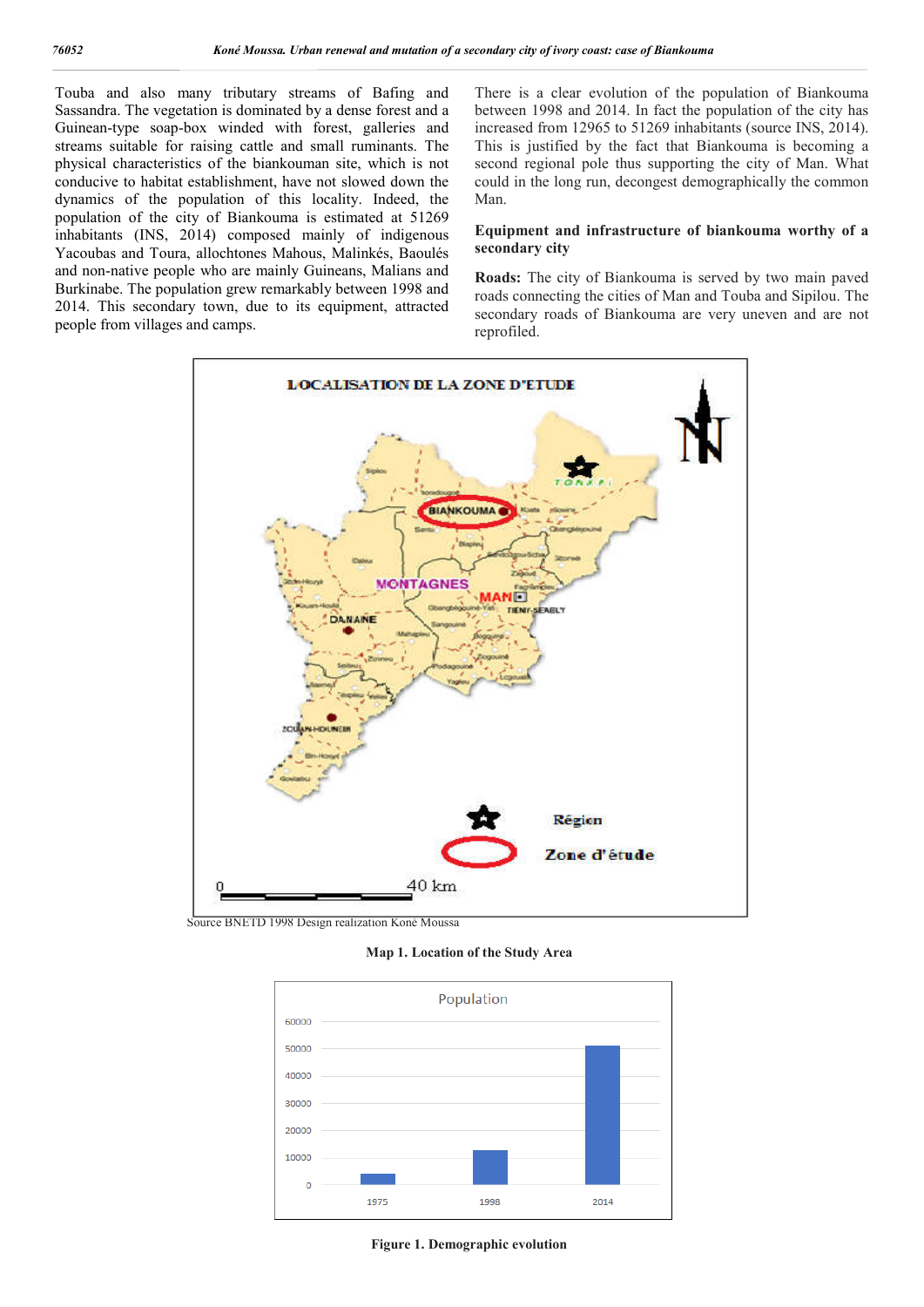Touba and also many tributary streams of Bafing and Sassandra. The vegetation is dominated by a dense forest and a Guinean-type soap-box winded with forest, galleries and streams suitable for raising cattle and small ruminants. The physical characteristics of the biankouman site, which is not conducive to habitat establishment, have not slowed down the dynamics of the population of this locality. Indeed, the population of the city of Biankouma is estimated at 51269 inhabitants (INS, 2014) composed mainly of indigenous Yacoubas and Toura, allochtones Mahous, Malinkés, Baoulés and non-native people who are mainly Guineans, Malians and Burkinabe. The population grew remarkably between 1998 and 2014. This secondary town, due to its equipment, attracted people from villages and camps.

There is a clear evolution of the population of Biankouma between 1998 and 2014. In fact the population of the city has increased from 12965 to 51269 inhabitants (source INS, 2014). This is justified by the fact that Biankouma is becoming a second regional pole thus supporting the city of Man. What could in the long run, decongest demographically the common Man.

### Equipment and infrastructure of biankouma worthy of a secondary city

**Roads:** The city of Biankouma is served by two main paved roads connecting the cities of Man and Touba and Sipilou. The secondary roads of Biankouma are very uneven and are not reprofiled.

Source BNETD 1998 Design realization Koné Moussa

**Map 1. Location of the Study Area**

**Figure 1. Demographic evolution**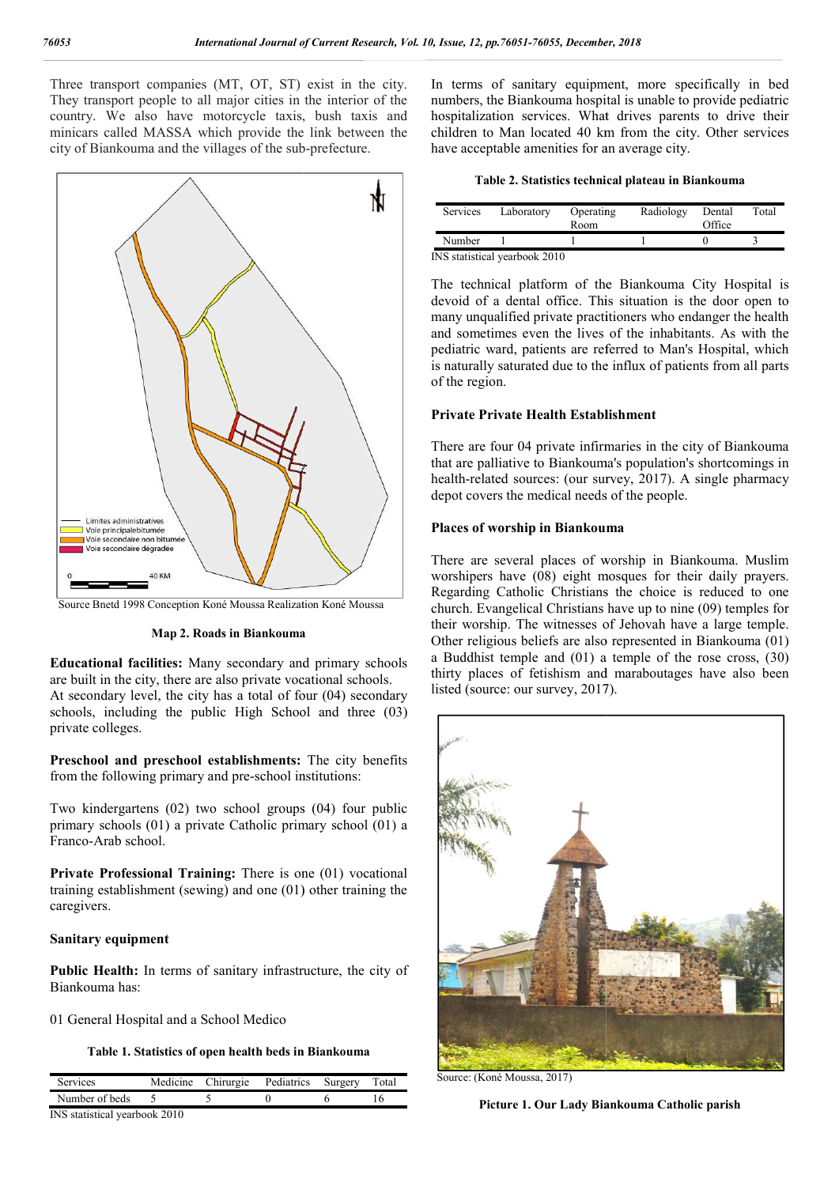Three transport companies (MT, OT, ST) exist in the city. They transport people to all major cities in the interior of the country. We also have motorcycle taxis, bush taxis and minicars called MASSA which provide the link between the city of Biankouma and the villages of the sub-prefecture.

Source Bnetd 1998 Conception Koné Moussa Realization Koné Moussa

**Map 2. Roads in Biankouma**

**Educational facilities:** Many secondary and primary schools are built in the city, there are also private vocational schools. At secondary level, the city has a total of four (04) secondary schools, including the public High School and three (03) private colleges.

**Preschool and preschool establishments:** The city benefits from the following primary and pre-school institutions:

Two kindergartens (02) two school groups (04) four public primary schools (01) a private Catholic primary school (01) a Franco-Arab school.

**Private Professional Training:** There is one (01) vocational training establishment (sewing) and one (01) other training the caregivers.

### Sanitary equipment

**Public Health:** In terms of sanitary infrastructure, the city of Biankouma has:

01 General Hospital and a School Medico

**Table 1. Statistics of open health beds in Biankouma**

| Services | Medicine | Chirurgie | Pediatrics | Surgery | Total |
|---|---|---|---|---|---|
| Number of beds | 5 | 5 | 0 | 6 | 16 |

INS statistical yearbook 2010

In terms of sanitary equipment, more specifically in bed numbers, the Biankouma hospital is unable to provide pediatric hospitalization services. What drives parents to drive their children to Man located 40 km from the city. Other services have acceptable amenities for an average city.

**Table 2. Statistics technical plateau in Biankouma**

| Services | Laboratory | Operating Room | Radiology | Dental Office | Total |
|---|---|---|---|---|---|
| Number | 1 | 1 | 1 | 0 | 3 |

INS statistical yearbook 2010

The technical platform of the Biankouma City Hospital is devoid of a dental office. This situation is the door open to many unqualified private practitioners who endanger the health and sometimes even the lives of the inhabitants. As with the pediatric ward, patients are referred to Man's Hospital, which is naturally saturated due to the influx of patients from all parts of the region.

### Private Private Health Establishment

There are four 04 private infirmaries in the city of Biankouma that are palliative to Biankouma's population's shortcomings in health-related sources: (our survey, 2017). A single pharmacy depot covers the medical needs of the people.

### Places of worship in Biankouma

There are several places of worship in Biankouma. Muslim worshipers have (08) eight mosques for their daily prayers. Regarding Catholic Christians the choice is reduced to one church. Evangelical Christians have up to nine (09) temples for their worship. The witnesses of Jehovah have a large temple. Other religious beliefs are also represented in Biankouma (01) a Buddhist temple and (01) a temple of the rose cross, (30) thirty places of fetishism and maraboutages have also been listed (source: our survey, 2017).

Source: (Koné Moussa, 2017)

**Picture 1. Our Lady Biankouma Catholic parish**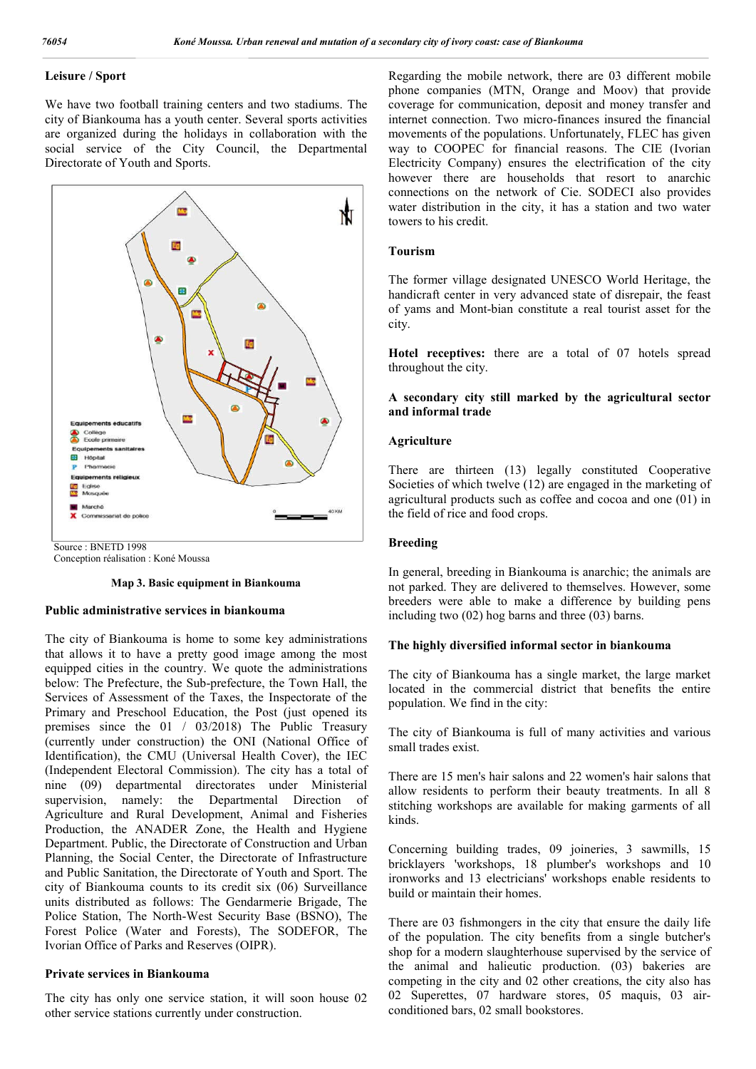### Leisure / Sport

We have two football training centers and two stadiums. The city of Biankouma has a youth center. Several sports activities are organized during the holidays in collaboration with the social service of the City Council, the Departmental Directorate of Youth and Sports.

Source : BNETD 1998
Conception réalisation : Koné Moussa

**Map 3. Basic equipment in Biankouma**

### Public administrative services in biankouma

The city of Biankouma is home to some key administrations that allows it to have a pretty good image among the most equipped cities in the country. We quote the administrations below: The Prefecture, the Sub-prefecture, the Town Hall, the Services of Assessment of the Taxes, the Inspectorate of the Primary and Preschool Education, the Post (just opened its premises since the 01 / 03/2018) The Public Treasury (currently under construction) the ONI (National Office of Identification), the CMU (Universal Health Cover), the IEC (Independent Electoral Commission). The city has a total of nine (09) departmental directorates under Ministerial supervision, namely: the Departmental Direction of Agriculture and Rural Development, Animal and Fisheries Production, the ANADER Zone, the Health and Hygiene Department. Public, the Directorate of Construction and Urban Planning, the Social Center, the Directorate of Infrastructure and Public Sanitation, the Directorate of Youth and Sport. The city of Biankouma counts to its credit six (06) Surveillance units distributed as follows: The Gendarmerie Brigade, The Police Station, The North-West Security Base (BSNO), The Forest Police (Water and Forests), The SODEFOR, The Ivorian Office of Parks and Reserves (OIPR).

### Private services in Biankouma

The city has only one service station, it will soon house 02 other service stations currently under construction.

Regarding the mobile network, there are 03 different mobile phone companies (MTN, Orange and Moov) that provide coverage for communication, deposit and money transfer and internet connection. Two micro-finances insured the financial movements of the populations. Unfortunately, FLEC has given way to COOPEC for financial reasons. The CIE (Ivorian Electricity Company) ensures the electrification of the city however there are households that resort to anarchic connections on the network of Cie. SODECI also provides water distribution in the city, it has a station and two water towers to his credit.

### Tourism

The former village designated UNESCO World Heritage, the handicraft center in very advanced state of disrepair, the feast of yams and Mont-bian constitute a real tourist asset for the city.

**Hotel receptives:** there are a total of 07 hotels spread throughout the city.

### A secondary city still marked by the agricultural sector and informal trade

### Agriculture

There are thirteen (13) legally constituted Cooperative Societies of which twelve (12) are engaged in the marketing of agricultural products such as coffee and cocoa and one (01) in the field of rice and food crops.

### Breeding

In general, breeding in Biankouma is anarchic; the animals are not parked. They are delivered to themselves. However, some breeders were able to make a difference by building pens including two (02) hog barns and three (03) barns.

### The highly diversified informal sector in biankouma

The city of Biankouma has a single market, the large market located in the commercial district that benefits the entire population. We find in the city:

The city of Biankouma is full of many activities and various small trades exist.

There are 15 men's hair salons and 22 women's hair salons that allow residents to perform their beauty treatments. In all 8 stitching workshops are available for making garments of all kinds.

Concerning building trades, 09 joineries, 3 sawmills, 15 bricklayers 'workshops, 18 plumber's workshops and 10 ironworks and 13 electricians' workshops enable residents to build or maintain their homes.

There are 03 fishmongers in the city that ensure the daily life of the population. The city benefits from a single butcher's shop for a modern slaughterhouse supervised by the service of the animal and halieutic production. (03) bakeries are competing in the city and 02 other creations, the city also has 02 Superettes, 07 hardware stores, 05 maquis, 03 air-conditioned bars, 02 small bookstores.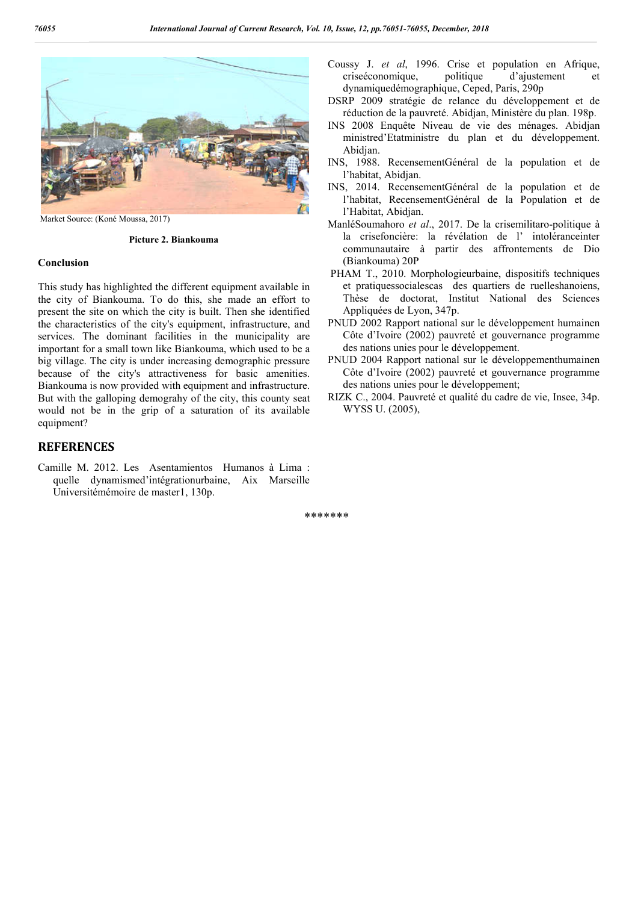Market Source: (Koné Moussa, 2017)

**Picture 2. Biankouma**

**Conclusion**

This study has highlighted the different equipment available in the city of Biankouma. To do this, she made an effort to present the site on which the city is built. Then she identified the characteristics of the city's equipment, infrastructure, and services. The dominant facilities in the municipality are important for a small town like Biankouma, which used to be a big village. The city is under increasing demographic pressure because of the city's attractiveness for basic amenities. Biankouma is now provided with equipment and infrastructure. But with the galloping demograhy of the city, this county seat would not be in the grip of a saturation of its available equipment?

## REFERENCES

Camille M. 2012. Les Asentamientos Humanos à Lima : quelle dynamismed'intégrationurbaine, Aix Marseille Universitémémoire de master1, 130p.

Coussy J. *et al*, 1996. Crise et population en Afrique, criseéconomique, politique d'ajustement et dynamiquedémographique, Ceped, Paris, 290p

DSRP 2009 stratégie de relance du développement et de réduction de la pauvreté. Abidjan, Ministère du plan. 198p.

INS 2008 Enquête Niveau de vie des ménages. Abidjan ministred'Etatministre du plan et du développement. Abidjan.

INS, 1988. RecensementGénéral de la population et de l'habitat, Abidjan.

INS, 2014. RecensementGénéral de la population et de l'habitat, RecensementGénéral de la Population et de l'Habitat, Abidjan.

ManléSoumahoro *et al*., 2017. De la crisemilitaro-politique à la crisefoncière: la révélation de l' intoléranceinter communautaire à partir des affrontements de Dio (Biankouma) 20P

PHAM T., 2010. Morphologieurbaine, dispositifs techniques et pratiquessocialescas des quartiers de ruelleshanoiens, Thèse de doctorat, Institut National des Sciences Appliquées de Lyon, 347p.

PNUD 2002 Rapport national sur le développement humainen Côte d'Ivoire (2002) pauvreté et gouvernance programme des nations unies pour le développement.

PNUD 2004 Rapport national sur le développementhumainen Côte d'Ivoire (2002) pauvreté et gouvernance programme des nations unies pour le développement;

RIZK C., 2004. Pauvreté et qualité du cadre de vie, Insee, 34p. WYSS U. (2005),

*******